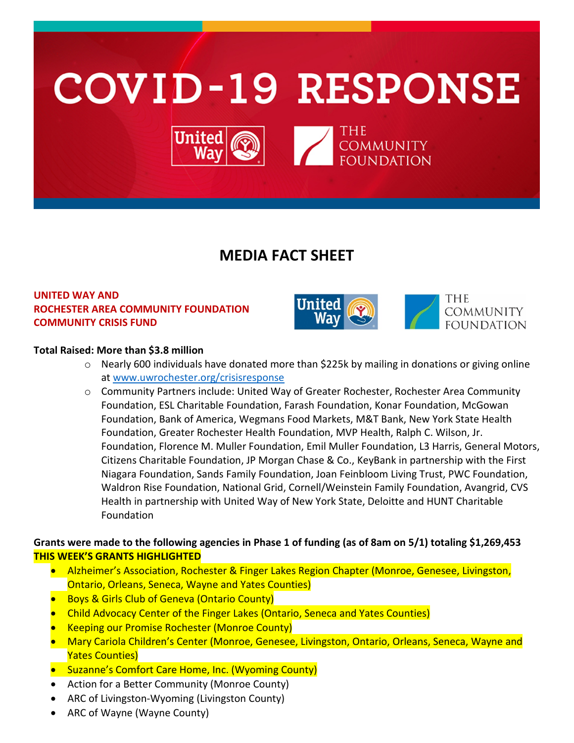# COVID-19 RESPONSE

United Way | THE COMMUNITY FOUNDATION

## MEDIA FACT SHEET

**UNITED WAY AND ROCHESTER AREA COMMUNITY FOUNDATION COMMUNITY CRISIS FUND**

**Total Raised: More than $3.8 million**

- Nearly 600 individuals have donated more than $225k by mailing in donations or giving online at www.uwrochester.org/crisisresponse
- Community Partners include: United Way of Greater Rochester, Rochester Area Community Foundation, ESL Charitable Foundation, Farash Foundation, Konar Foundation, McGowan Foundation, Bank of America, Wegmans Food Markets, M&T Bank, New York State Health Foundation, Greater Rochester Health Foundation, MVP Health, Ralph C. Wilson, Jr. Foundation, Florence M. Muller Foundation, Emil Muller Foundation, L3 Harris, General Motors, Citizens Charitable Foundation, JP Morgan Chase & Co., KeyBank in partnership with the First Niagara Foundation, Sands Family Foundation, Joan Feinbloom Living Trust, PWC Foundation, Waldron Rise Foundation, National Grid, Cornell/Weinstein Family Foundation, Avangrid, CVS Health in partnership with United Way of New York State, Deloitte and HUNT Charitable Foundation

**Grants were made to the following agencies in Phase 1 of funding (as of 8am on 5/1) totaling $1,269,453**
**THIS WEEK'S GRANTS HIGHLIGHTED**

- Alzheimer's Association, Rochester & Finger Lakes Region Chapter (Monroe, Genesee, Livingston, Ontario, Orleans, Seneca, Wayne and Yates Counties)
- Boys & Girls Club of Geneva (Ontario County)
- Child Advocacy Center of the Finger Lakes (Ontario, Seneca and Yates Counties)
- Keeping our Promise Rochester (Monroe County)
- Mary Cariola Children's Center (Monroe, Genesee, Livingston, Ontario, Orleans, Seneca, Wayne and Yates Counties)
- Suzanne's Comfort Care Home, Inc. (Wyoming County)
- Action for a Better Community (Monroe County)
- ARC of Livingston-Wyoming (Livingston County)
- ARC of Wayne (Wayne County)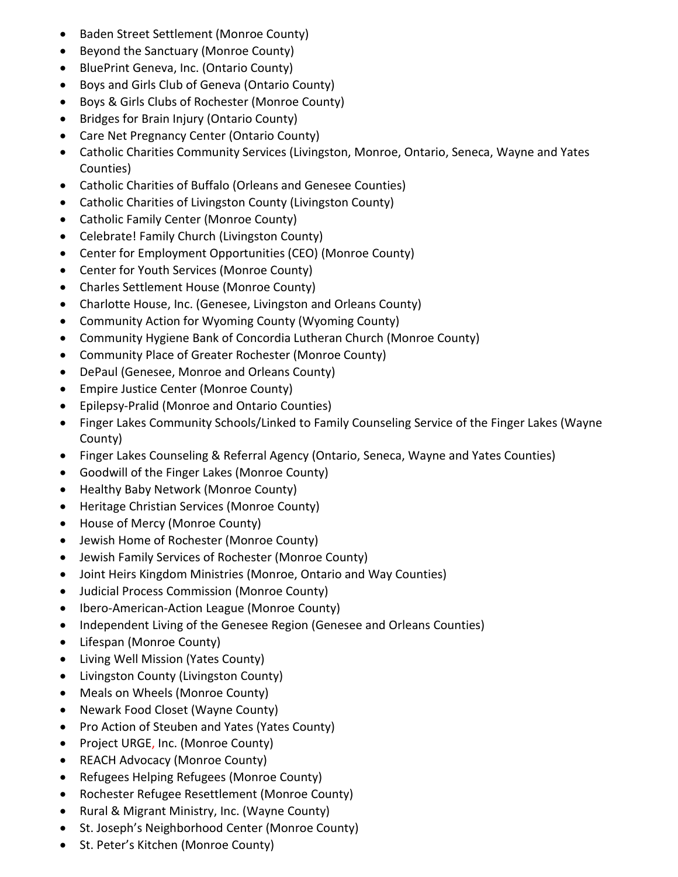- Baden Street Settlement (Monroe County)
- Beyond the Sanctuary (Monroe County)
- BluePrint Geneva, Inc. (Ontario County)
- Boys and Girls Club of Geneva (Ontario County)
- Boys & Girls Clubs of Rochester (Monroe County)
- Bridges for Brain Injury (Ontario County)
- Care Net Pregnancy Center (Ontario County)
- Catholic Charities Community Services (Livingston, Monroe, Ontario, Seneca, Wayne and Yates Counties)
- Catholic Charities of Buffalo (Orleans and Genesee Counties)
- Catholic Charities of Livingston County (Livingston County)
- Catholic Family Center (Monroe County)
- Celebrate! Family Church (Livingston County)
- Center for Employment Opportunities (CEO) (Monroe County)
- Center for Youth Services (Monroe County)
- Charles Settlement House (Monroe County)
- Charlotte House, Inc. (Genesee, Livingston and Orleans County)
- Community Action for Wyoming County (Wyoming County)
- Community Hygiene Bank of Concordia Lutheran Church (Monroe County)
- Community Place of Greater Rochester (Monroe County)
- DePaul (Genesee, Monroe and Orleans County)
- Empire Justice Center (Monroe County)
- Epilepsy-Pralid (Monroe and Ontario Counties)
- Finger Lakes Community Schools/Linked to Family Counseling Service of the Finger Lakes (Wayne County)
- Finger Lakes Counseling & Referral Agency (Ontario, Seneca, Wayne and Yates Counties)
- Goodwill of the Finger Lakes (Monroe County)
- Healthy Baby Network (Monroe County)
- Heritage Christian Services (Monroe County)
- House of Mercy (Monroe County)
- Jewish Home of Rochester (Monroe County)
- Jewish Family Services of Rochester (Monroe County)
- Joint Heirs Kingdom Ministries (Monroe, Ontario and Way Counties)
- Judicial Process Commission (Monroe County)
- Ibero-American-Action League (Monroe County)
- Independent Living of the Genesee Region (Genesee and Orleans Counties)
- Lifespan (Monroe County)
- Living Well Mission (Yates County)
- Livingston County (Livingston County)
- Meals on Wheels (Monroe County)
- Newark Food Closet (Wayne County)
- Pro Action of Steuben and Yates (Yates County)
- Project URGE, Inc. (Monroe County)
- REACH Advocacy (Monroe County)
- Refugees Helping Refugees (Monroe County)
- Rochester Refugee Resettlement (Monroe County)
- Rural & Migrant Ministry, Inc. (Wayne County)
- St. Joseph's Neighborhood Center (Monroe County)
- St. Peter's Kitchen (Monroe County)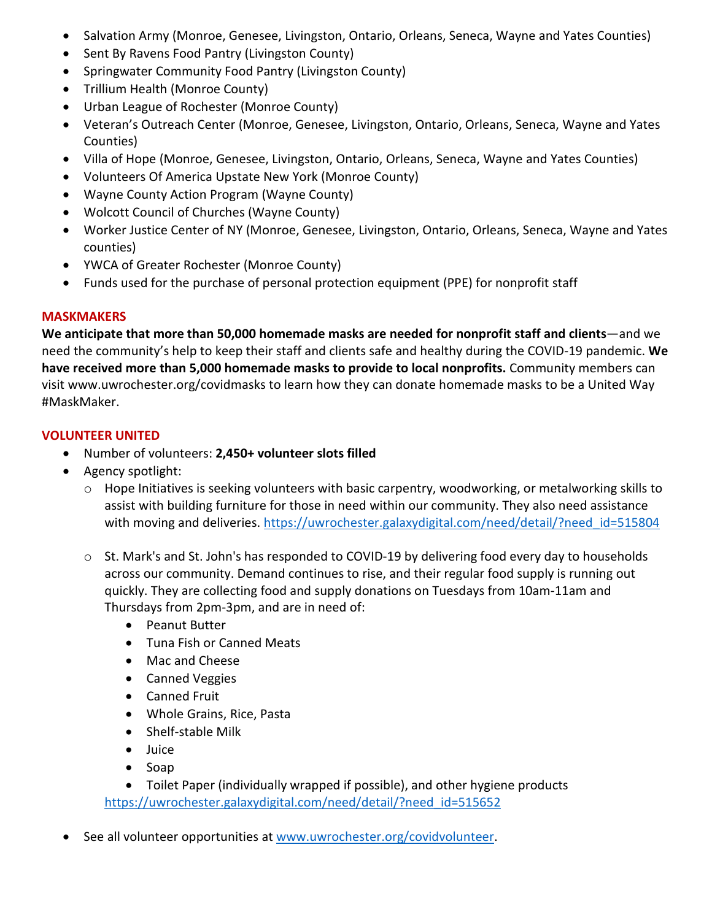- Salvation Army (Monroe, Genesee, Livingston, Ontario, Orleans, Seneca, Wayne and Yates Counties)
- Sent By Ravens Food Pantry (Livingston County)
- Springwater Community Food Pantry (Livingston County)
- Trillium Health (Monroe County)
- Urban League of Rochester (Monroe County)
- Veteran's Outreach Center (Monroe, Genesee, Livingston, Ontario, Orleans, Seneca, Wayne and Yates Counties)
- Villa of Hope (Monroe, Genesee, Livingston, Ontario, Orleans, Seneca, Wayne and Yates Counties)
- Volunteers Of America Upstate New York (Monroe County)
- Wayne County Action Program (Wayne County)
- Wolcott Council of Churches (Wayne County)
- Worker Justice Center of NY (Monroe, Genesee, Livingston, Ontario, Orleans, Seneca, Wayne and Yates counties)
- YWCA of Greater Rochester (Monroe County)
- Funds used for the purchase of personal protection equipment (PPE) for nonprofit staff

## MASKMAKERS

**We anticipate that more than 50,000 homemade masks are needed for nonprofit staff and clients**—and we need the community's help to keep their staff and clients safe and healthy during the COVID-19 pandemic. **We have received more than 5,000 homemade masks to provide to local nonprofits.** Community members can visit www.uwrochester.org/covidmasks to learn how they can donate homemade masks to be a United Way #MaskMaker.

## VOLUNTEER UNITED

- Number of volunteers: **2,450+ volunteer slots filled**
- Agency spotlight:
  - Hope Initiatives is seeking volunteers with basic carpentry, woodworking, or metalworking skills to assist with building furniture for those in need within our community. They also need assistance with moving and deliveries. https://uwrochester.galaxydigital.com/need/detail/?need_id=515804
  - St. Mark's and St. John's has responded to COVID-19 by delivering food every day to households across our community. Demand continues to rise, and their regular food supply is running out quickly. They are collecting food and supply donations on Tuesdays from 10am-11am and Thursdays from 2pm-3pm, and are in need of:
    - Peanut Butter
    - Tuna Fish or Canned Meats
    - Mac and Cheese
    - Canned Veggies
    - Canned Fruit
    - Whole Grains, Rice, Pasta
    - Shelf-stable Milk
    - Juice
    - Soap
    - Toilet Paper (individually wrapped if possible), and other hygiene products

    https://uwrochester.galaxydigital.com/need/detail/?need_id=515652
- See all volunteer opportunities at www.uwrochester.org/covidvolunteer.